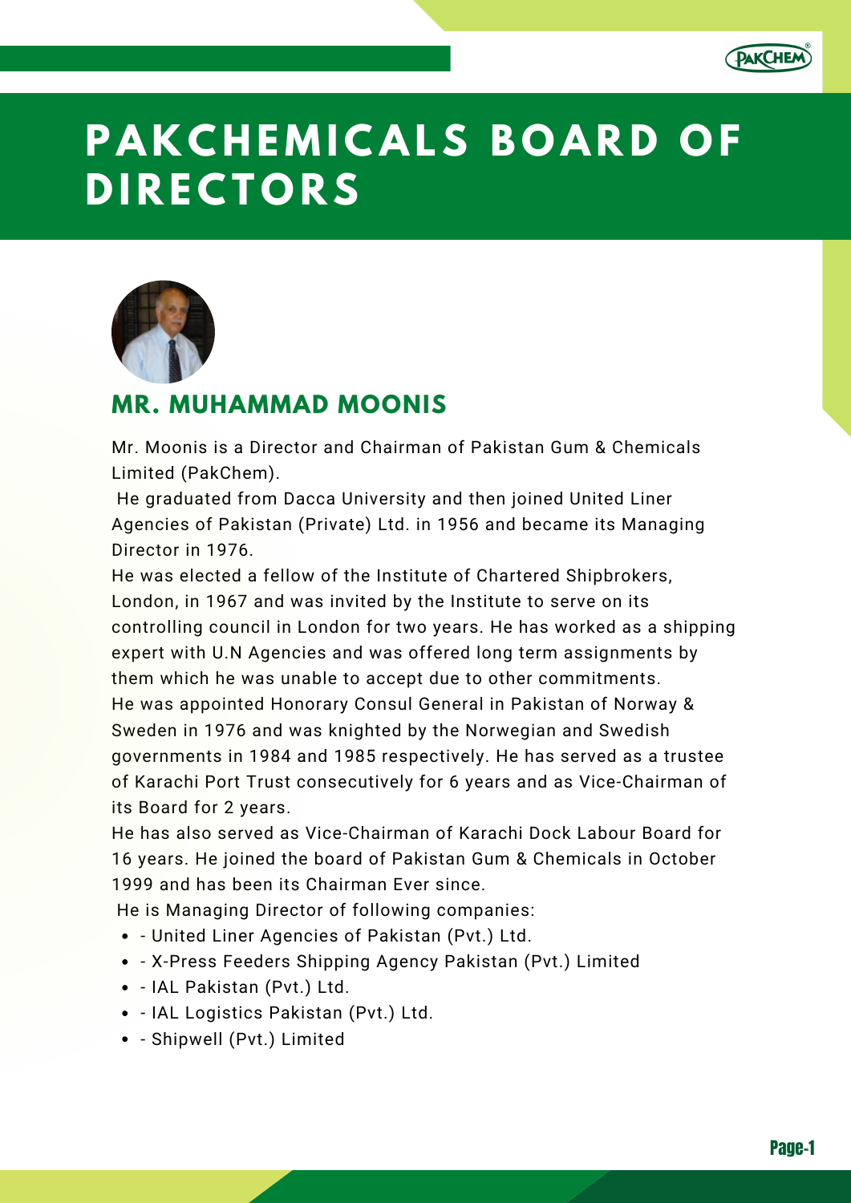# PAKCHEMICALS BOARD OF DIRECTORS

## MR. MUHAMMAD MOONIS

Mr. Moonis is a Director and Chairman of Pakistan Gum & Chemicals Limited (PakChem).

He graduated from Dacca University and then joined United Liner Agencies of Pakistan (Private) Ltd. in 1956 and became its Managing Director in 1976.

He was elected a fellow of the Institute of Chartered Shipbrokers, London, in 1967 and was invited by the Institute to serve on its controlling council in London for two years. He has worked as a shipping expert with U.N Agencies and was offered long term assignments by them which he was unable to accept due to other commitments.

He was appointed Honorary Consul General in Pakistan of Norway & Sweden in 1976 and was knighted by the Norwegian and Swedish governments in 1984 and 1985 respectively. He has served as a trustee of Karachi Port Trust consecutively for 6 years and as Vice-Chairman of its Board for 2 years.

He has also served as Vice-Chairman of Karachi Dock Labour Board for 16 years. He joined the board of Pakistan Gum & Chemicals in October 1999 and has been its Chairman Ever since.

He is Managing Director of following companies:

- - United Liner Agencies of Pakistan (Pvt.) Ltd.
- - X-Press Feeders Shipping Agency Pakistan (Pvt.) Limited
- - IAL Pakistan (Pvt.) Ltd.
- - IAL Logistics Pakistan (Pvt.) Ltd.
- - Shipwell (Pvt.) Limited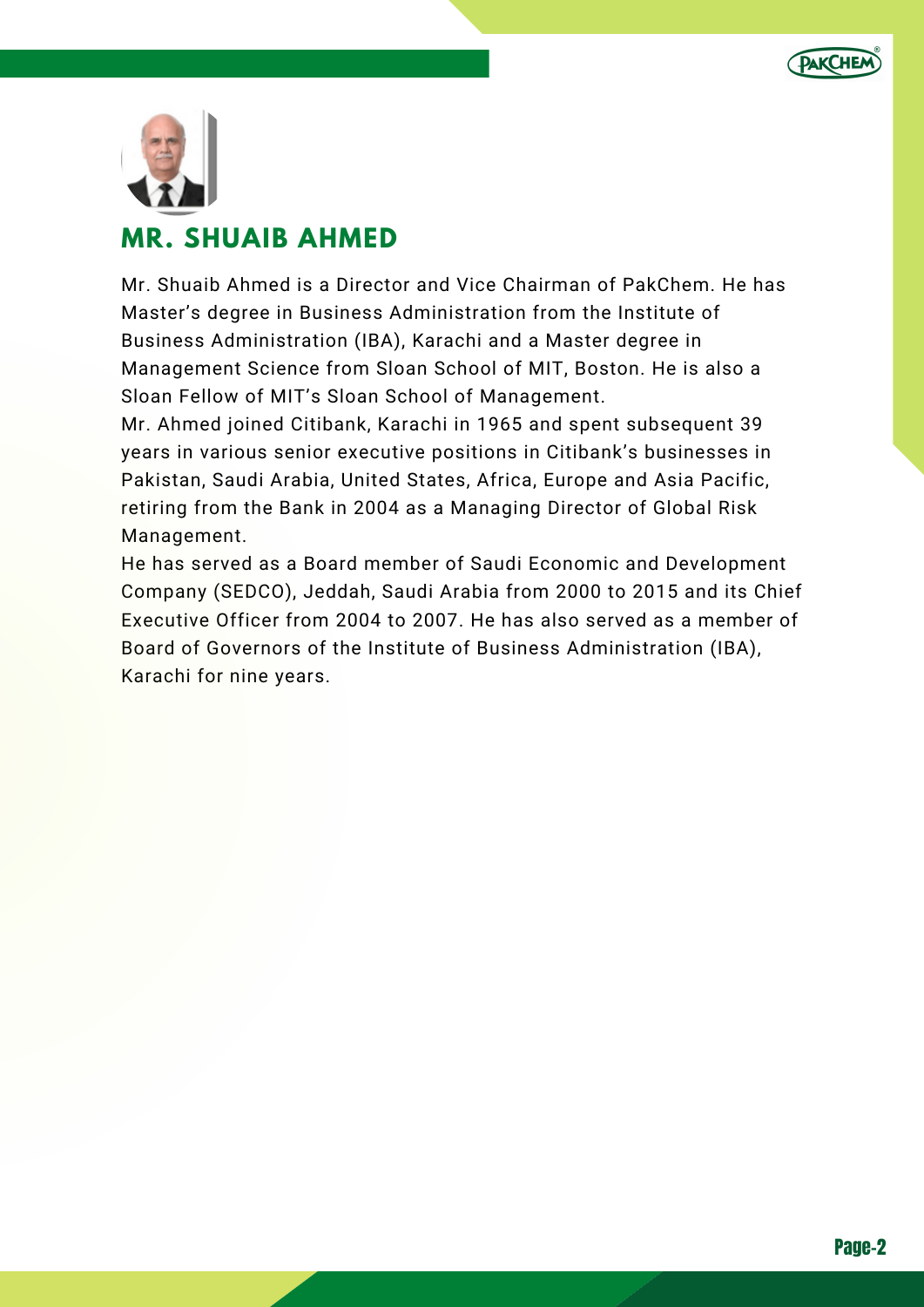## MR. SHUAIB AHMED

Mr. Shuaib Ahmed is a Director and Vice Chairman of PakChem. He has Master's degree in Business Administration from the Institute of Business Administration (IBA), Karachi and a Master degree in Management Science from Sloan School of MIT, Boston. He is also a Sloan Fellow of MIT's Sloan School of Management.

Mr. Ahmed joined Citibank, Karachi in 1965 and spent subsequent 39 years in various senior executive positions in Citibank's businesses in Pakistan, Saudi Arabia, United States, Africa, Europe and Asia Pacific, retiring from the Bank in 2004 as a Managing Director of Global Risk Management.

He has served as a Board member of Saudi Economic and Development Company (SEDCO), Jeddah, Saudi Arabia from 2000 to 2015 and its Chief Executive Officer from 2004 to 2007. He has also served as a member of Board of Governors of the Institute of Business Administration (IBA), Karachi for nine years.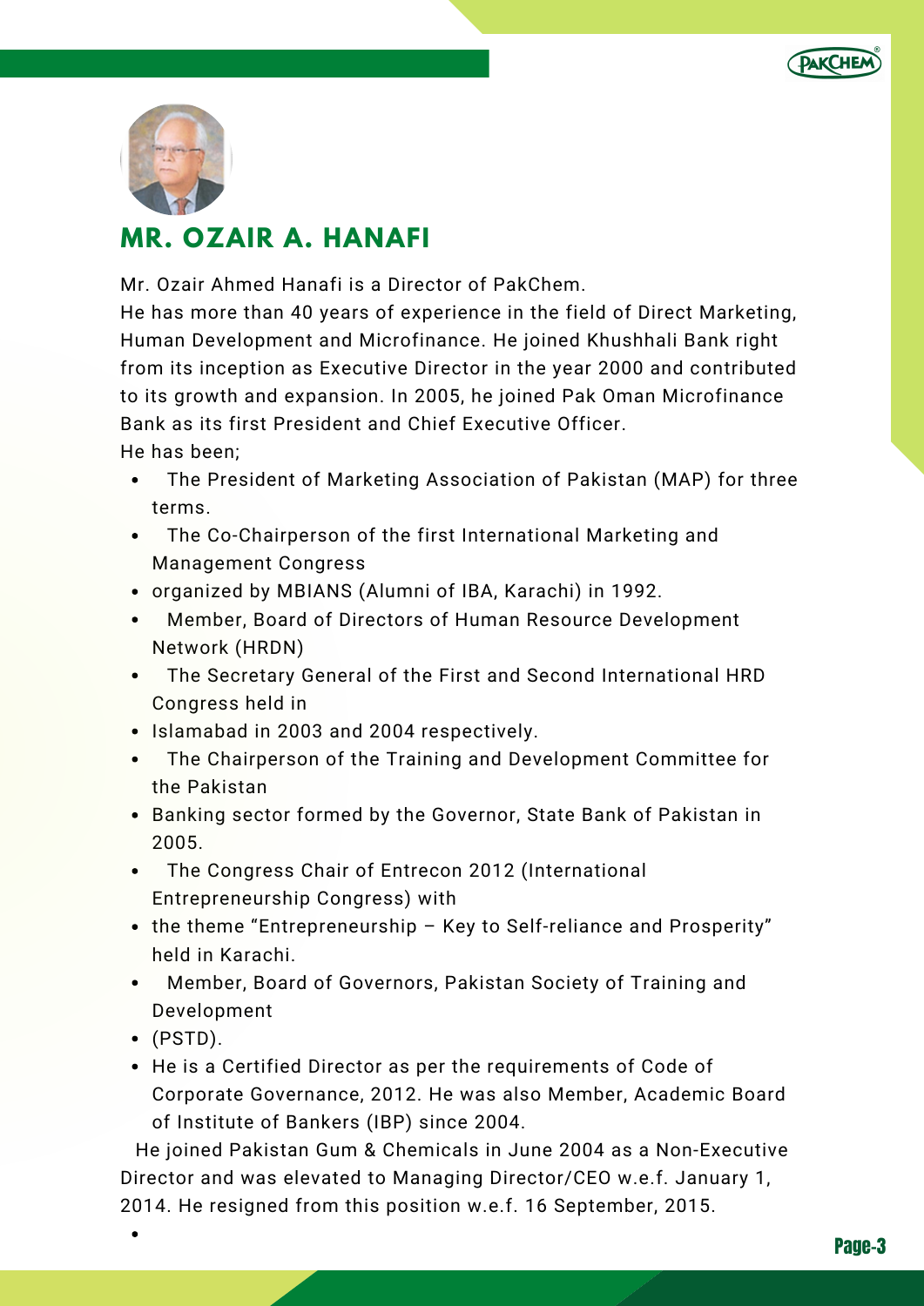## MR. OZAIR A. HANAFI

Mr. Ozair Ahmed Hanafi is a Director of PakChem.
He has more than 40 years of experience in the field of Direct Marketing, Human Development and Microfinance. He joined Khushhali Bank right from its inception as Executive Director in the year 2000 and contributed to its growth and expansion. In 2005, he joined Pak Oman Microfinance Bank as its first President and Chief Executive Officer.
He has been;

- The President of Marketing Association of Pakistan (MAP) for three terms.
- The Co-Chairperson of the first International Marketing and Management Congress
- organized by MBIANS (Alumni of IBA, Karachi) in 1992.
- Member, Board of Directors of Human Resource Development Network (HRDN)
- The Secretary General of the First and Second International HRD Congress held in
- Islamabad in 2003 and 2004 respectively.
- The Chairperson of the Training and Development Committee for the Pakistan
- Banking sector formed by the Governor, State Bank of Pakistan in 2005.
- The Congress Chair of Entrecon 2012 (International Entrepreneurship Congress) with
- the theme "Entrepreneurship – Key to Self-reliance and Prosperity" held in Karachi.
- Member, Board of Governors, Pakistan Society of Training and Development
- (PSTD).
- He is a Certified Director as per the requirements of Code of Corporate Governance, 2012. He was also Member, Academic Board of Institute of Bankers (IBP) since 2004.

He joined Pakistan Gum & Chemicals in June 2004 as a Non-Executive Director and was elevated to Managing Director/CEO w.e.f. January 1, 2014. He resigned from this position w.e.f. 16 September, 2015.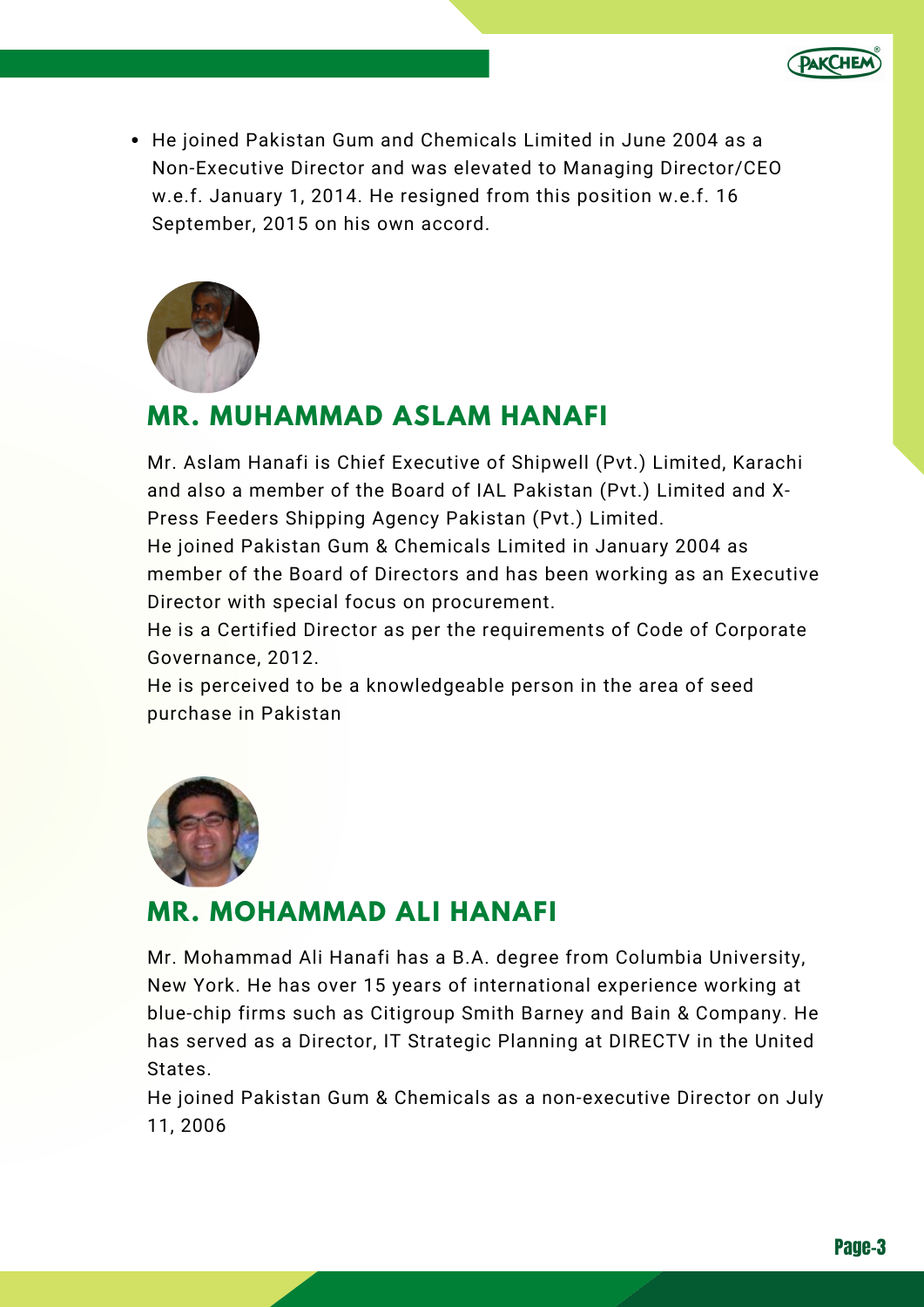- He joined Pakistan Gum and Chemicals Limited in June 2004 as a Non-Executive Director and was elevated to Managing Director/CEO w.e.f. January 1, 2014. He resigned from this position w.e.f. 16 September, 2015 on his own accord.

## MR. MUHAMMAD ASLAM HANAFI

Mr. Aslam Hanafi is Chief Executive of Shipwell (Pvt.) Limited, Karachi and also a member of the Board of IAL Pakistan (Pvt.) Limited and X-Press Feeders Shipping Agency Pakistan (Pvt.) Limited.

He joined Pakistan Gum & Chemicals Limited in January 2004 as member of the Board of Directors and has been working as an Executive Director with special focus on procurement.

He is a Certified Director as per the requirements of Code of Corporate Governance, 2012.

He is perceived to be a knowledgeable person in the area of seed purchase in Pakistan

## MR. MOHAMMAD ALI HANAFI

Mr. Mohammad Ali Hanafi has a B.A. degree from Columbia University, New York. He has over 15 years of international experience working at blue-chip firms such as Citigroup Smith Barney and Bain & Company. He has served as a Director, IT Strategic Planning at DIRECTV in the United States.

He joined Pakistan Gum & Chemicals as a non-executive Director on July 11, 2006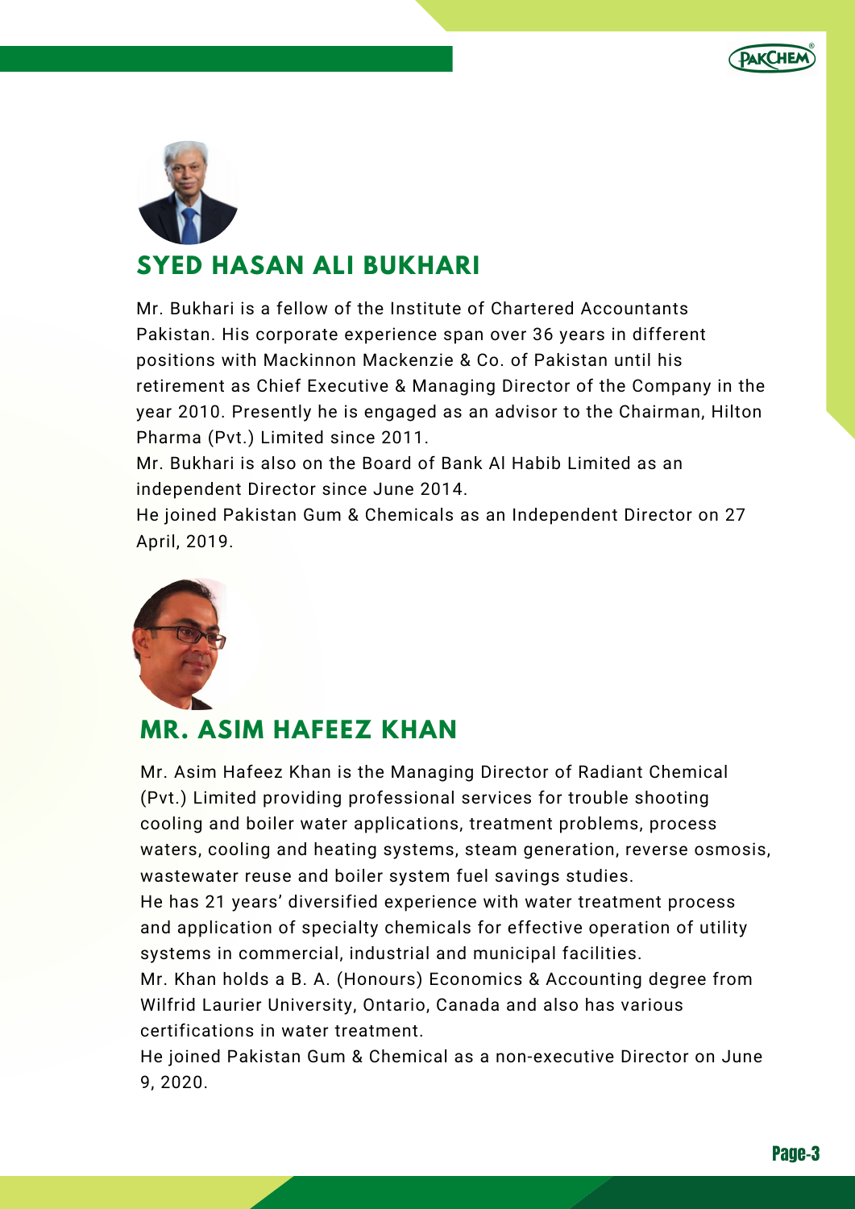## SYED HASAN ALI BUKHARI

Mr. Bukhari is a fellow of the Institute of Chartered Accountants Pakistan. His corporate experience span over 36 years in different positions with Mackinnon Mackenzie & Co. of Pakistan until his retirement as Chief Executive & Managing Director of the Company in the year 2010. Presently he is engaged as an advisor to the Chairman, Hilton Pharma (Pvt.) Limited since 2011.

Mr. Bukhari is also on the Board of Bank Al Habib Limited as an independent Director since June 2014.

He joined Pakistan Gum & Chemicals as an Independent Director on 27 April, 2019.

## MR. ASIM HAFEEZ KHAN

Mr. Asim Hafeez Khan is the Managing Director of Radiant Chemical (Pvt.) Limited providing professional services for trouble shooting cooling and boiler water applications, treatment problems, process waters, cooling and heating systems, steam generation, reverse osmosis, wastewater reuse and boiler system fuel savings studies.

He has 21 years' diversified experience with water treatment process and application of specialty chemicals for effective operation of utility systems in commercial, industrial and municipal facilities.

Mr. Khan holds a B. A. (Honours) Economics & Accounting degree from Wilfrid Laurier University, Ontario, Canada and also has various certifications in water treatment.

He joined Pakistan Gum & Chemical as a non-executive Director on June 9, 2020.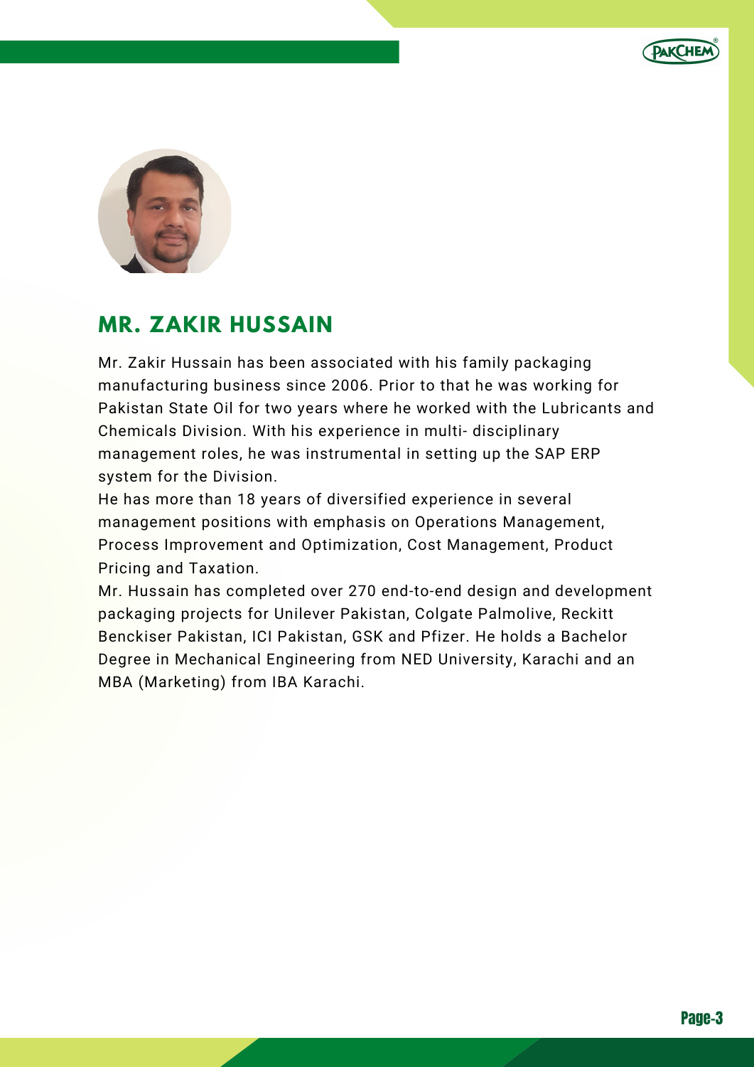## MR. ZAKIR HUSSAIN

Mr. Zakir Hussain has been associated with his family packaging manufacturing business since 2006. Prior to that he was working for Pakistan State Oil for two years where he worked with the Lubricants and Chemicals Division. With his experience in multi- disciplinary management roles, he was instrumental in setting up the SAP ERP system for the Division.

He has more than 18 years of diversified experience in several management positions with emphasis on Operations Management, Process Improvement and Optimization, Cost Management, Product Pricing and Taxation.

Mr. Hussain has completed over 270 end-to-end design and development packaging projects for Unilever Pakistan, Colgate Palmolive, Reckitt Benckiser Pakistan, ICI Pakistan, GSK and Pfizer. He holds a Bachelor Degree in Mechanical Engineering from NED University, Karachi and an MBA (Marketing) from IBA Karachi.